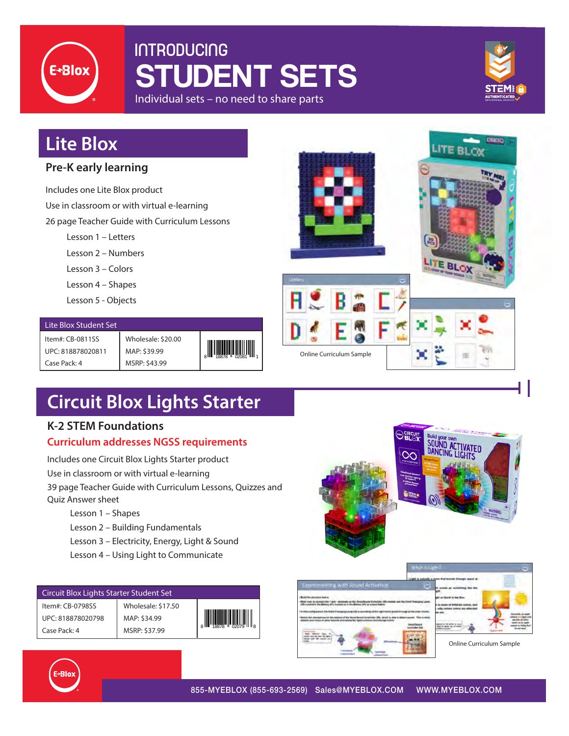# INTRODUCING STUDENT SETS

Individual sets – no need to share parts

## Lite Blox

### Pre-K early learning

Includes one Lite Blox product

Use in classroom or with virtual e-learning

26 page Teacher Guide with Curriculum Lessons

- Lesson 1 – Letters
- Lesson 2 – Numbers
- Lesson 3 – Colors
- Lesson 4 – Shapes
- Lesson 5 - Objects

| Lite Blox Student Set | | |
|---|---|---|
| Item#: CB-0811SS | Wholesale: $20.00 | |
| UPC: 818878020811 | MAP: $39.99 | |
| Case Pack: 4 | MSRP: $43.99 | |

Online Curriculum Sample

## Circuit Blox Lights Starter

### K-2 STEM Foundations

**Curriculum addresses NGSS requirements**

Includes one Circuit Blox Lights Starter product

Use in classroom or with virtual e-learning

39 page Teacher Guide with Curriculum Lessons, Quizzes and Quiz Answer sheet

- Lesson 1 – Shapes
- Lesson 2 – Building Fundamentals
- Lesson 3 – Electricity, Energy, Light & Sound
- Lesson 4 – Using Light to Communicate

| Circuit Blox Lights Starter Student Set | | |
|---|---|---|
| Item#: CB-0798SS | Wholesale: $17.50 | |
| UPC: 818878020798 | MAP: $34.99 | |
| Case Pack: 4 | MSRP: $37.99 | |

Online Curriculum Sample

855-MYEBLOX (855-693-2569) Sales@MYEBLOX.COM WWW.MYEBLOX.COM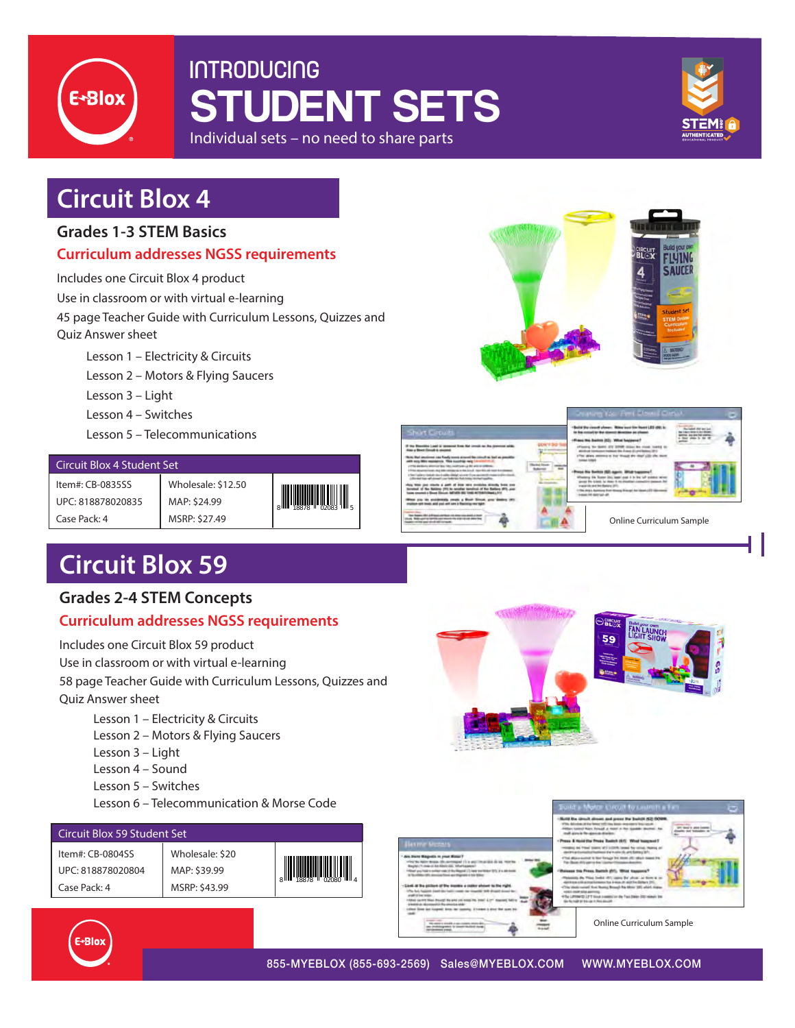# INTRODUCING STUDENT SETS

Individual sets – no need to share parts

## Circuit Blox 4

### Grades 1-3 STEM Basics

**Curriculum addresses NGSS requirements**

Includes one Circuit Blox 4 product
Use in classroom or with virtual e-learning
45 page Teacher Guide with Curriculum Lessons, Quizzes and Quiz Answer sheet

- Lesson 1 – Electricity & Circuits
- Lesson 2 – Motors & Flying Saucers
- Lesson 3 – Light
- Lesson 4 – Switches
- Lesson 5 – Telecommunications

| Circuit Blox 4 Student Set | | |
|---|---|---|
| Item#: CB-0835SS | Wholesale: $12.50 | |
| UPC: 818878020835 | MAP: $24.99 | |
| Case Pack: 4 | MSRP: $27.49 | |

Online Curriculum Sample

## Circuit Blox 59

### Grades 2-4 STEM Concepts

**Curriculum addresses NGSS requirements**

Includes one Circuit Blox 59 product
Use in classroom or with virtual e-learning
58 page Teacher Guide with Curriculum Lessons, Quizzes and Quiz Answer sheet

- Lesson 1 – Electricity & Circuits
- Lesson 2 – Motors & Flying Saucers
- Lesson 3 – Light
- Lesson 4 – Sound
- Lesson 5 – Switches
- Lesson 6 – Telecommunication & Morse Code

| Circuit Blox 59 Student Set | | |
|---|---|---|
| Item#: CB-0804SS | Wholesale: $20 | |
| UPC: 818878020804 | MAP: $39.99 | |
| Case Pack: 4 | MSRP: $43.99 | |

Online Curriculum Sample

855-MYEBLOX (855-693-2569) Sales@MYEBLOX.COM WWW.MYEBLOX.COM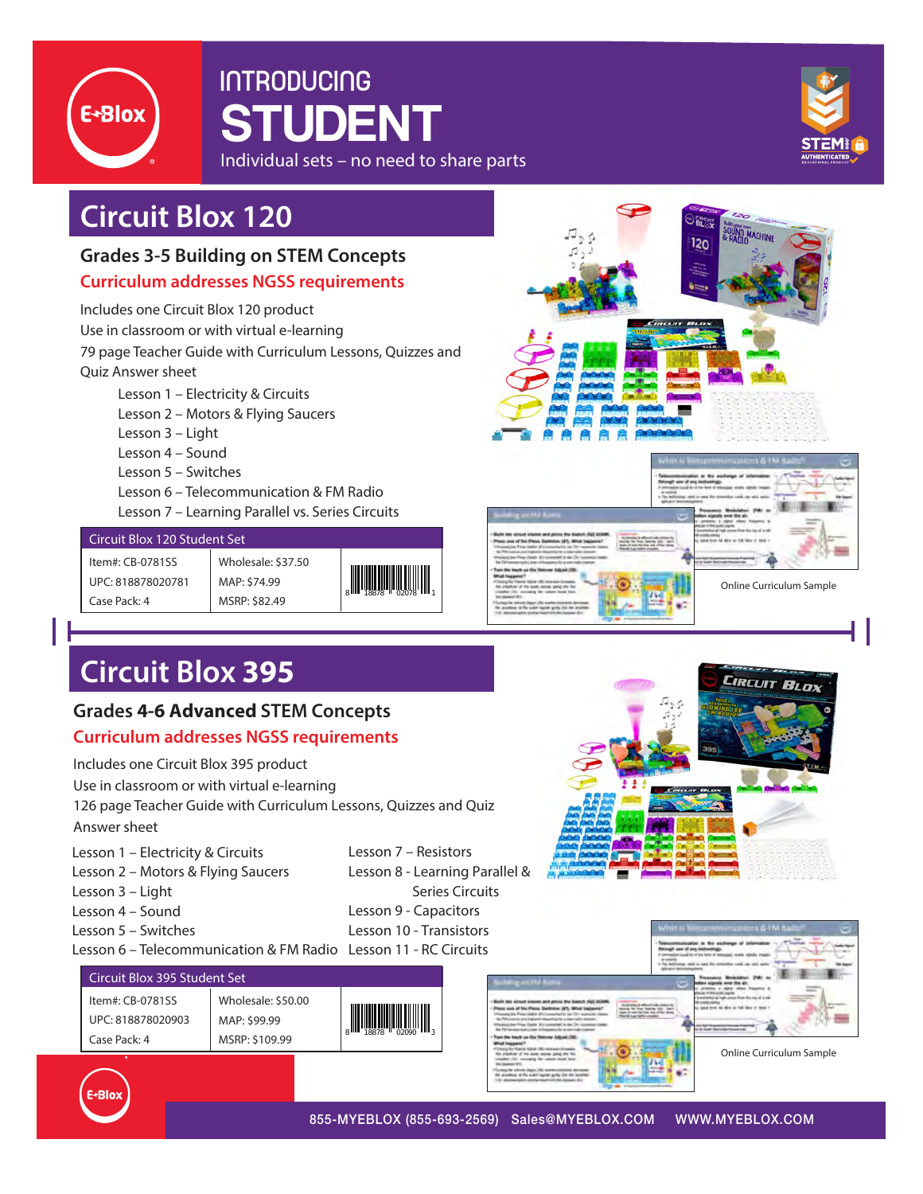E-Blox

# INTRODUCING STUDENT

Individual sets – no need to share parts

## Circuit Blox 120

### Grades 3-5 Building on STEM Concepts

**Curriculum addresses NGSS requirements**

Includes one Circuit Blox 120 product
Use in classroom or with virtual e-learning
79 page Teacher Guide with Curriculum Lessons, Quizzes and Quiz Answer sheet

- Lesson 1 – Electricity & Circuits
- Lesson 2 – Motors & Flying Saucers
- Lesson 3 – Light
- Lesson 4 – Sound
- Lesson 5 – Switches
- Lesson 6 – Telecommunication & FM Radio
- Lesson 7 – Learning Parallel vs. Series Circuits

| Circuit Blox 120 Student Set | | |
|---|---|---|
| Item#: CB-0781SS | Wholesale: $37.50 | 8 18878 02078 1 |
| UPC: 818878020781 | MAP: $74.99 | |
| Case Pack: 4 | MSRP: $82.49 | |

Online Curriculum Sample

## Circuit Blox 395

### Grades 4-6 Advanced STEM Concepts

**Curriculum addresses NGSS requirements**

Includes one Circuit Blox 395 product
Use in classroom or with virtual e-learning
126 page Teacher Guide with Curriculum Lessons, Quizzes and Quiz Answer sheet

- Lesson 1 – Electricity & Circuits
- Lesson 2 – Motors & Flying Saucers
- Lesson 3 – Light
- Lesson 4 – Sound
- Lesson 5 – Switches
- Lesson 6 – Telecommunication & FM Radio
- Lesson 7 – Resistors
- Lesson 8 - Learning Parallel & Series Circuits
- Lesson 9 - Capacitors
- Lesson 10 - Transistors
- Lesson 11 - RC Circuits

| Circuit Blox 395 Student Set | | |
|---|---|---|
| Item#: CB-0781SS | Wholesale: $50.00 | 8 18878 02090 3 |
| UPC: 818878020903 | MAP: $99.99 | |
| Case Pack: 4 | MSRP: $109.99 | |

Online Curriculum Sample

855-MYEBLOX (855-693-2569) Sales@MYEBLOX.COM WWW.MYEBLOX.COM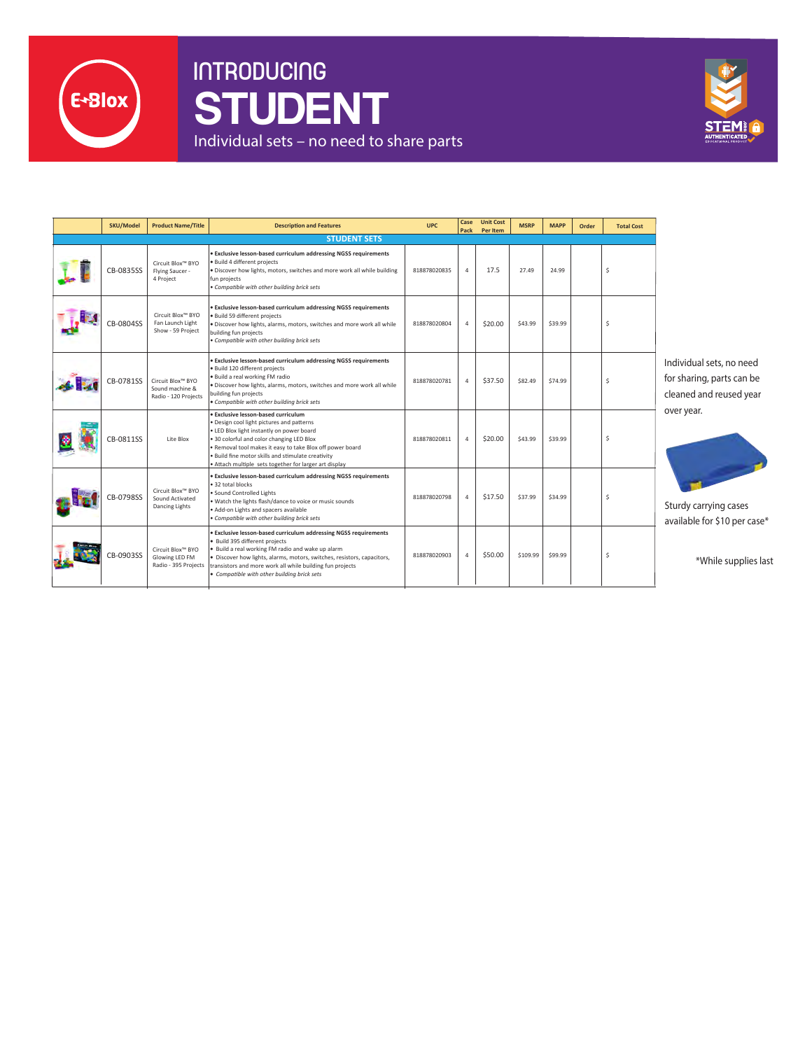# INTRODUCING STUDENT

Individual sets – no need to share parts

| | SKU/Model | Product Name/Title | Description and Features | UPC | Case Pack | Unit Cost Per Item | MSRP | MAPP | Order | Total Cost |
|---|---|---|---|---|---|---|---|---|---|---|
| **STUDENT SETS** | | | | | | | | | | |
| | CB-0835SS | Circuit Blox™ BYO Flying Saucer - 4 Project | • **Exclusive lesson-based curriculum addressing NGSS requirements** • Build 4 different projects • Discover how lights, motors, switches and more work all while building fun projects • *Compatible with other building brick sets* | 818878020835 | 4 | 17.5 | 27.49 | 24.99 | | $ |
| | CB-0804SS | Circuit Blox™ BYO Fan Launch Light Show - 59 Project | • **Exclusive lesson-based curriculum addressing NGSS requirements** • Build 59 different projects • Discover how lights, alarms, motors, switches and more work all while building fun projects • *Compatible with other building brick sets* | 818878020804 | 4 | $20.00 | $43.99 | $39.99 | | $ |
| | CB-0781SS | Circuit Blox™ BYO Sound machine & Radio - 120 Projects | • **Exclusive lesson-based curriculum addressing NGSS requirements** • Build 120 different projects • Build a real working FM radio • Discover how lights, alarms, motors, switches and more work all while building fun projects • *Compatible with other building brick sets* | 818878020781 | 4 | $37.50 | $82.49 | $74.99 | | $ |
| | CB-0811SS | Lite Blox | • **Exclusive lesson-based curriculum** • Design cool light pictures and patterns • LED Blox light instantly on power board • 30 colorful and color changing LED Blox • Removal tool makes it easy to take Blox off power board • Build fine motor skills and stimulate creativity • Attach multiple sets together for larger art display | 818878020811 | 4 | $20.00 | $43.99 | $39.99 | | $ |
| | CB-0798SS | Circuit Blox™ BYO Sound Activated Dancing Lights | • **Exclusive lesson-based curriculum addressing NGSS requirements** • 32 total blocks • Sound Controlled Lights • Watch the lights flash/dance to voice or music sounds • Add-on Lights and spacers available • *Compatible with other building brick sets* | 818878020798 | 4 | $17.50 | $37.99 | $34.99 | | $ |
| | CB-0903SS | Circuit Blox™ BYO Glowing LED FM Radio - 395 Projects | • **Exclusive lesson-based curriculum addressing NGSS requirements** • Build 395 different projects • Build a real working FM radio and wake up alarm • Discover how lights, alarms, motors, switches, resistors, capacitors, transistors and more work all while building fun projects • *Compatible with other building brick sets* | 818878020903 | 4 | $50.00 | $109.99 | $99.99 | | $ |

Individual sets, no need for sharing, parts can be cleaned and reused year over year.

Sturdy carrying cases available for $10 per case*

*While supplies last